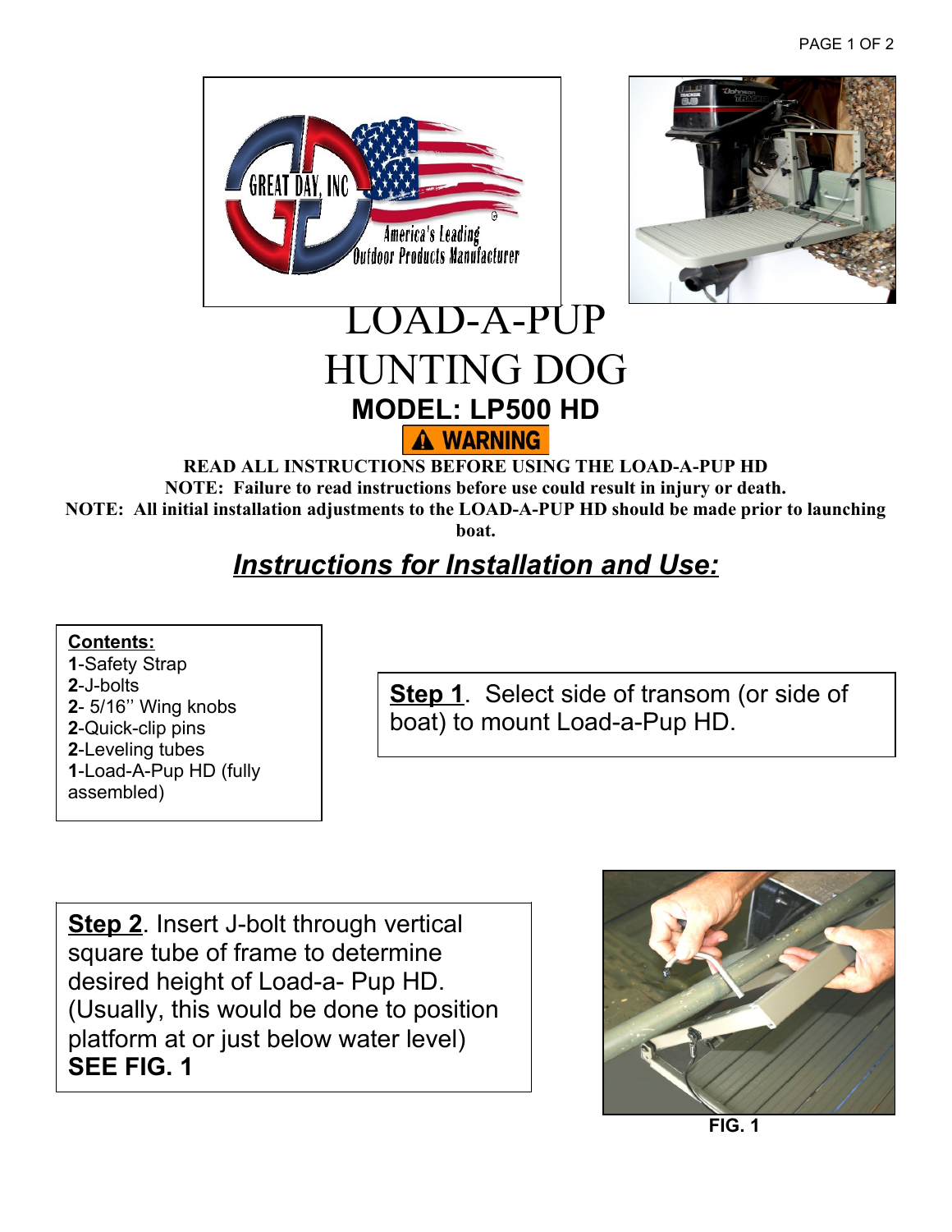# LOAD-A-PUP HUNTING DOG

## MODEL: LP500 HD

**⚠ WARNING**

**READ ALL INSTRUCTIONS BEFORE USING THE LOAD-A-PUP HD**

**NOTE: Failure to read instructions before use could result in injury or death.**

**NOTE: All initial installation adjustments to the LOAD-A-PUP HD should be made prior to launching boat.**

## ***Instructions for Installation and Use:***

**Contents:**

**1**-Safety Strap
**2**-J-bolts
**2**- 5/16'' Wing knobs
**2**-Quick-clip pins
**2**-Leveling tubes
**1**-Load-A-Pup HD (fully assembled)

**Step 1**. Select side of transom (or side of boat) to mount Load-a-Pup HD.

**Step 2**. Insert J-bolt through vertical square tube of frame to determine desired height of Load-a- Pup HD. (Usually, this would be done to position platform at or just below water level) **SEE FIG. 1**

**FIG. 1**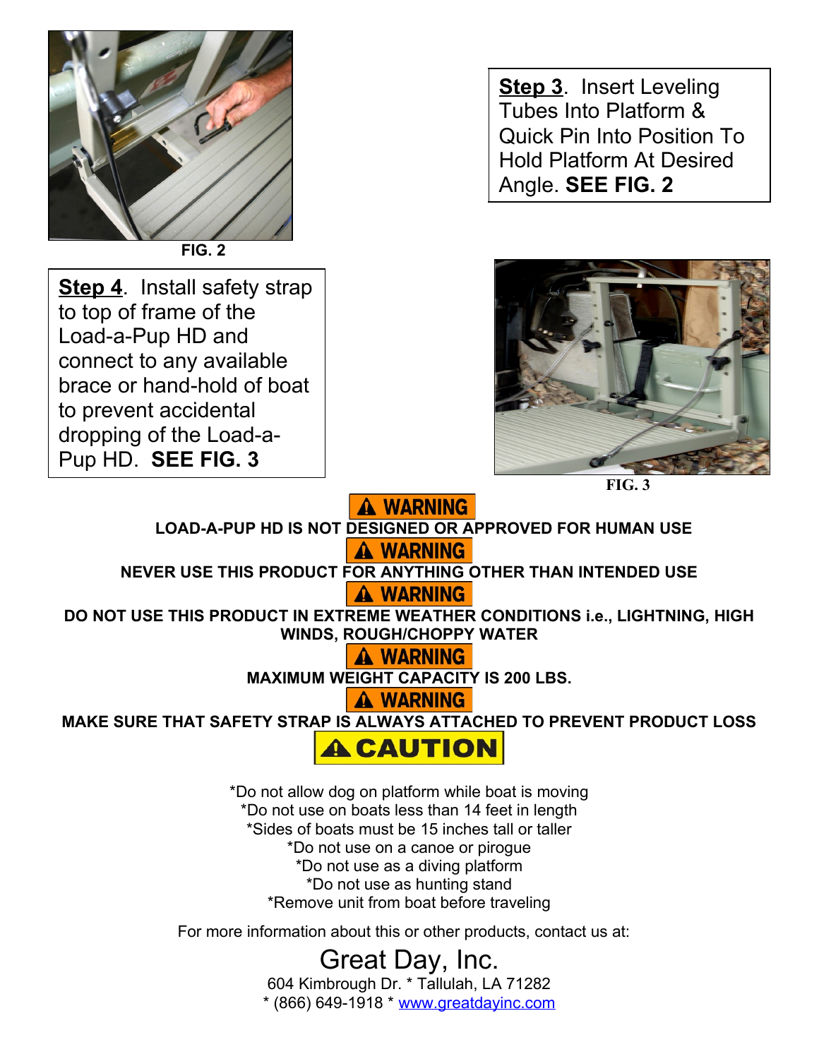FIG. 2

**Step 3**. Insert Leveling Tubes Into Platform & Quick Pin Into Position To Hold Platform At Desired Angle. **SEE FIG. 2**

**Step 4**. Install safety strap to top of frame of the Load-a-Pup HD and connect to any available brace or hand-hold of boat to prevent accidental dropping of the Load-a-Pup HD. **SEE FIG. 3**

FIG. 3

**⚠ WARNING**

**LOAD-A-PUP HD IS NOT DESIGNED OR APPROVED FOR HUMAN USE**

**⚠ WARNING**

**NEVER USE THIS PRODUCT FOR ANYTHING OTHER THAN INTENDED USE**

**⚠ WARNING**

**DO NOT USE THIS PRODUCT IN EXTREME WEATHER CONDITIONS i.e., LIGHTNING, HIGH WINDS, ROUGH/CHOPPY WATER**

**⚠ WARNING**

**MAXIMUM WEIGHT CAPACITY IS 200 LBS.**

**⚠ WARNING**

**MAKE SURE THAT SAFETY STRAP IS ALWAYS ATTACHED TO PREVENT PRODUCT LOSS**

**⚠ CAUTION**

*Do not allow dog on platform while boat is moving
*Do not use on boats less than 14 feet in length
*Sides of boats must be 15 inches tall or taller
*Do not use on a canoe or pirogue
*Do not use as a diving platform
*Do not use as hunting stand
*Remove unit from boat before traveling

For more information about this or other products, contact us at:

Great Day, Inc.

604 Kimbrough Dr. * Tallulah, LA 71282
* (866) 649-1918 * www.greatdayinc.com